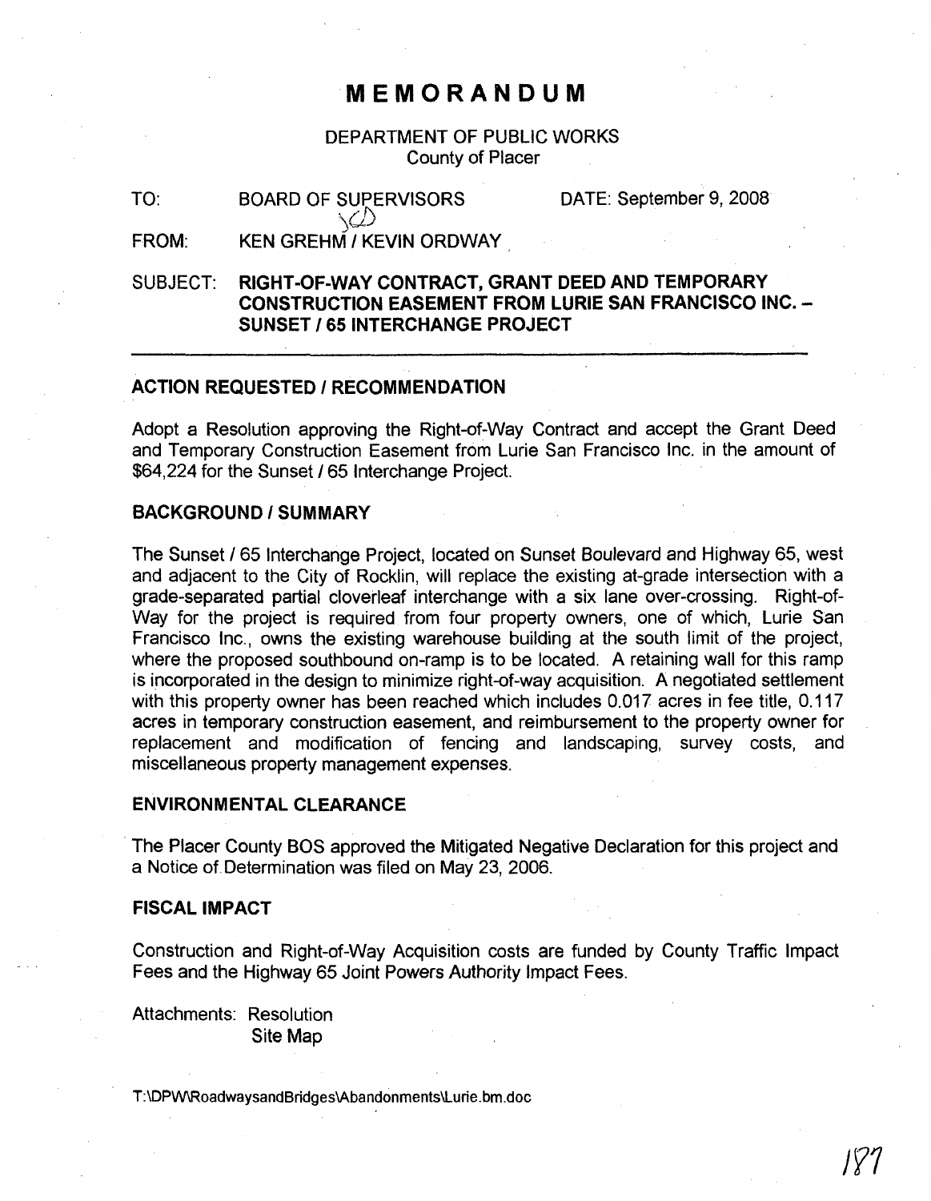# MEMORANDUM

DEPARTMENT OF PUBLIC WORKS
County of Placer

TO: BOARD OF SUPERVISORS DATE: September 9, 2008

FROM: KEN GREHM / KEVIN ORDWAY

SUBJECT: **RIGHT-OF-WAY CONTRACT, GRANT DEED AND TEMPORARY CONSTRUCTION EASEMENT FROM LURIE SAN FRANCISCO INC. – SUNSET / 65 INTERCHANGE PROJECT**

---

## ACTION REQUESTED / RECOMMENDATION

Adopt a Resolution approving the Right-of-Way Contract and accept the Grant Deed and Temporary Construction Easement from Lurie San Francisco Inc. in the amount of $64,224 for the Sunset / 65 Interchange Project.

## BACKGROUND / SUMMARY

The Sunset / 65 Interchange Project, located on Sunset Boulevard and Highway 65, west and adjacent to the City of Rocklin, will replace the existing at-grade intersection with a grade-separated partial cloverleaf interchange with a six lane over-crossing. Right-of-Way for the project is required from four property owners, one of which, Lurie San Francisco Inc., owns the existing warehouse building at the south limit of the project, where the proposed southbound on-ramp is to be located. A retaining wall for this ramp is incorporated in the design to minimize right-of-way acquisition. A negotiated settlement with this property owner has been reached which includes 0.017 acres in fee title, 0.117 acres in temporary construction easement, and reimbursement to the property owner for replacement and modification of fencing and landscaping, survey costs, and miscellaneous property management expenses.

## ENVIRONMENTAL CLEARANCE

The Placer County BOS approved the Mitigated Negative Declaration for this project and a Notice of Determination was filed on May 23, 2006.

## FISCAL IMPACT

Construction and Right-of-Way Acquisition costs are funded by County Traffic Impact Fees and the Highway 65 Joint Powers Authority Impact Fees.

Attachments: Resolution
Site Map

T:\DPW\RoadwaysandBridges\Abandonments\Lurie.bm.doc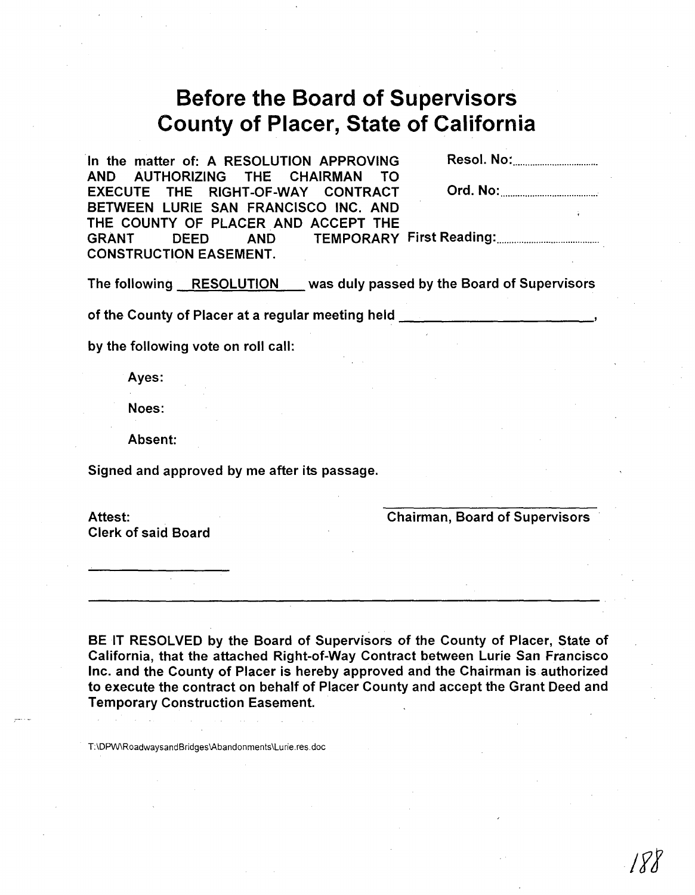# Before the Board of Supervisors County of Placer, State of California

In the matter of: A RESOLUTION APPROVING AND AUTHORIZING THE CHAIRMAN TO EXECUTE THE RIGHT-OF-WAY CONTRACT BETWEEN LURIE SAN FRANCISCO INC. AND THE COUNTY OF PLACER AND ACCEPT THE GRANT DEED AND TEMPORARY CONSTRUCTION EASEMENT.

Resol. No:..............................

Ord. No:..............................

First Reading:..............................

The following RESOLUTION was duly passed by the Board of Supervisors of the County of Placer at a regular meeting held ______________________,

by the following vote on roll call:

Ayes:

Noes:

Absent:

Signed and approved by me after its passage.

Attest:
Clerk of said Board

______________________

______________________
Chairman, Board of Supervisors

---

**BE IT RESOLVED by the Board of Supervisors of the County of Placer, State of California, that the attached Right-of-Way Contract between Lurie San Francisco Inc. and the County of Placer is hereby approved and the Chairman is authorized to execute the contract on behalf of Placer County and accept the Grant Deed and Temporary Construction Easement.**

T:\DPW\RoadwaysandBridges\Abandonments\Lurie.res.doc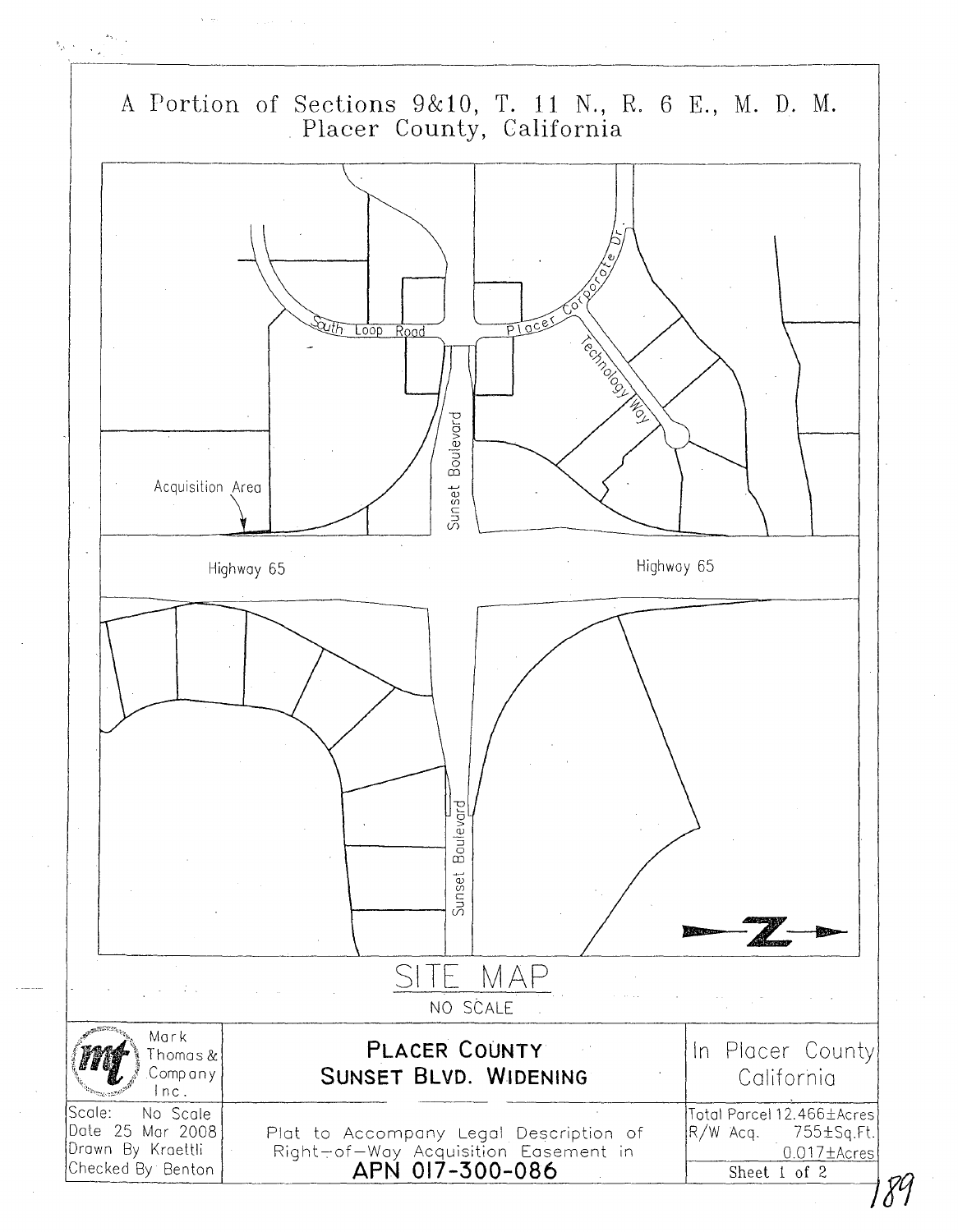# A Portion of Sections 9&10, T. 11 N., R. 6 E., M. D. M.
## Placer County, California

South Loop Road

Placer Corporate Dr.

Technology Way

Sunset Boulevard

Acquisition Area

Highway 65

Highway 65

Sunset Boulevard

Z

## SITE MAP

NO SCALE

| Mark Thomas & Company Inc. | **PLACER COUNTY SUNSET BLVD. WIDENING** | In Placer County California |
|---|---|---|
| Scale: No Scale<br>Date 25 Mar 2008<br>Drawn By Kraettli<br>Checked By Benton | Plat to Accompany Legal Description of Right-of-Way Acquisition Easement in **APN 017-300-086** | Total Parcel 12.466±Acres<br>R/W Acq. 755±Sq.Ft.<br>0.017±Acres<br>Sheet 1 of 2 |

189